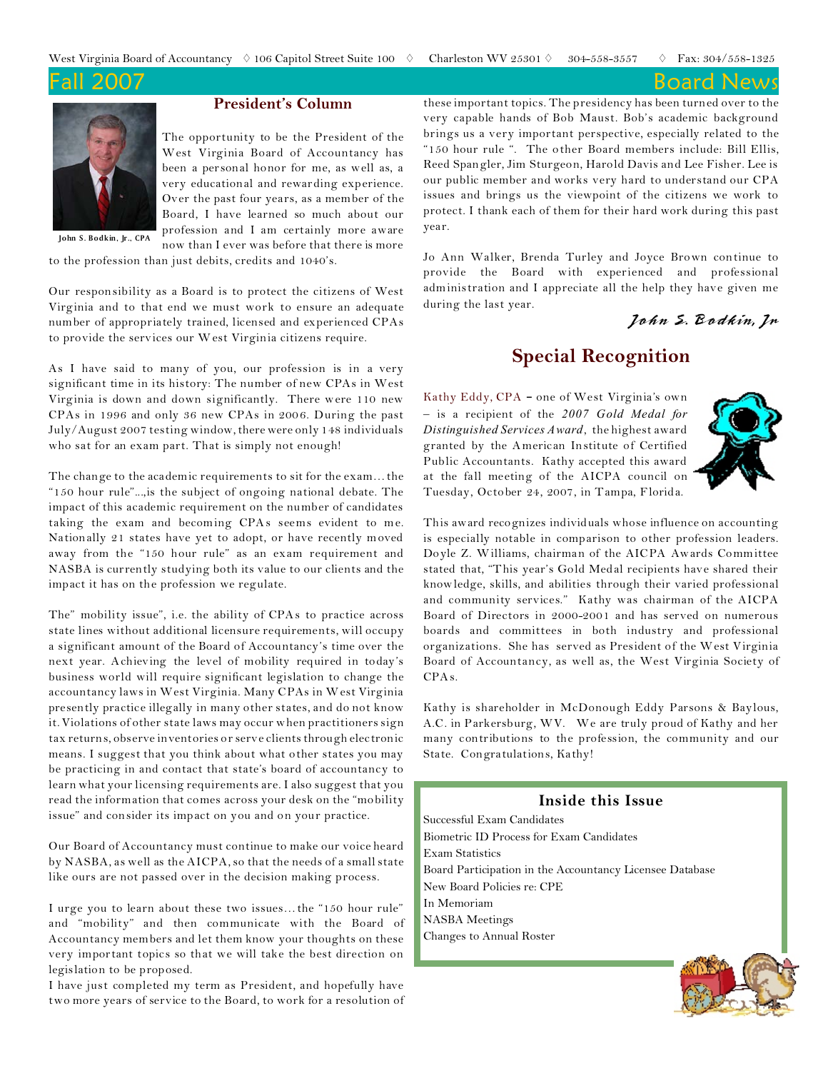West Virginia Board of Accountancy ◊ 106 Capitol Street Suite 100 ◊ Charleston WV 25301 ◊ 304-558-3557 ◊ Fax: 304/558-1325

# Fall 2007 Board News

## President's Column

John S. Bodkin, Jr., CPA

The opportunity to be the President of the West Virginia Board of Accountancy has been a personal honor for me, as well as, a very educational and rewarding experience. Over the past four years, as a member of the Board, I have learned so much about our profession and I am certainly more aware now than I ever was before that there is more to the profession than just debits, credits and 1040's.

Our responsibility as a Board is to protect the citizens of West Virginia and to that end we must work to ensure an adequate number of appropriately trained, licensed and experienced CPAs to provide the services our West Virginia citizens require.

As I have said to many of you, our profession is in a very significant time in its history: The number of new CPAs in West Virginia is down and down significantly. There were 110 new CPAs in 1996 and only 36 new CPAs in 2006. During the past July/August 2007 testing window, there were only 148 individuals who sat for an exam part. That is simply not enough!

The change to the academic requirements to sit for the exam… the "150 hour rule"…,is the subject of ongoing national debate. The impact of this academic requirement on the number of candidates taking the exam and becoming CPAs seems evident to me. Nationally 21 states have yet to adopt, or have recently moved away from the "150 hour rule" as an exam requirement and NASBA is currently studying both its value to our clients and the impact it has on the profession we regulate.

The" mobility issue", i.e. the ability of CPAs to practice across state lines without additional licensure requirements, will occupy a significant amount of the Board of Accountancy's time over the next year. Achieving the level of mobility required in today's business world will require significant legislation to change the accountancy laws in West Virginia. Many CPAs in West Virginia presently practice illegally in many other states, and do not know it. Violations of other state laws may occur when practitioners sign tax returns, observe inventories or serve clients through electronic means. I suggest that you think about what other states you may be practicing in and contact that state's board of accountancy to learn what your licensing requirements are. I also suggest that you read the information that comes across your desk on the "mobility issue" and consider its impact on you and on your practice.

Our Board of Accountancy must continue to make our voice heard by NASBA, as well as the AICPA, so that the needs of a small state like ours are not passed over in the decision making process.

I urge you to learn about these two issues… the "150 hour rule" and "mobility" and then communicate with the Board of Accountancy members and let them know your thoughts on these very important topics so that we will take the best direction on legislation to be proposed.

I have just completed my term as President, and hopefully have two more years of service to the Board, to work for a resolution of these important topics. The presidency has been turned over to the very capable hands of Bob Maust. Bob's academic background brings us a very important perspective, especially related to the "150 hour rule ". The other Board members include: Bill Ellis, Reed Spangler, Jim Sturgeon, Harold Davis and Lee Fisher. Lee is our public member and works very hard to understand our CPA issues and brings us the viewpoint of the citizens we work to protect. I thank each of them for their hard work during this past year.

Jo Ann Walker, Brenda Turley and Joyce Brown continue to provide the Board with experienced and professional administration and I appreciate all the help they have given me during the last year.

*John S. Bodkin, Jr*

## Special Recognition

Kathy Eddy, CPA – one of West Virginia's own – is a recipient of the *2007 Gold Medal for Distinguished Services Award*, the highest award granted by the American Institute of Certified Public Accountants. Kathy accepted this award at the fall meeting of the AICPA council on Tuesday, October 24, 2007, in Tampa, Florida.

This award recognizes individuals whose influence on accounting is especially notable in comparison to other profession leaders. Doyle Z. Williams, chairman of the AICPA Awards Committee stated that, "This year's Gold Medal recipients have shared their knowledge, skills, and abilities through their varied professional and community services." Kathy was chairman of the AICPA Board of Directors in 2000-2001 and has served on numerous boards and committees in both industry and professional organizations. She has served as President of the West Virginia Board of Accountancy, as well as, the West Virginia Society of CPAs.

Kathy is shareholder in McDonough Eddy Parsons & Baylous, A.C. in Parkersburg, WV. We are truly proud of Kathy and her many contributions to the profession, the community and our State. Congratulations, Kathy!

### Inside this Issue

- Successful Exam Candidates
- Biometric ID Process for Exam Candidates
- Exam Statistics
- Board Participation in the Accountancy Licensee Database
- New Board Policies re: CPE
- In Memoriam
- NASBA Meetings
- Changes to Annual Roster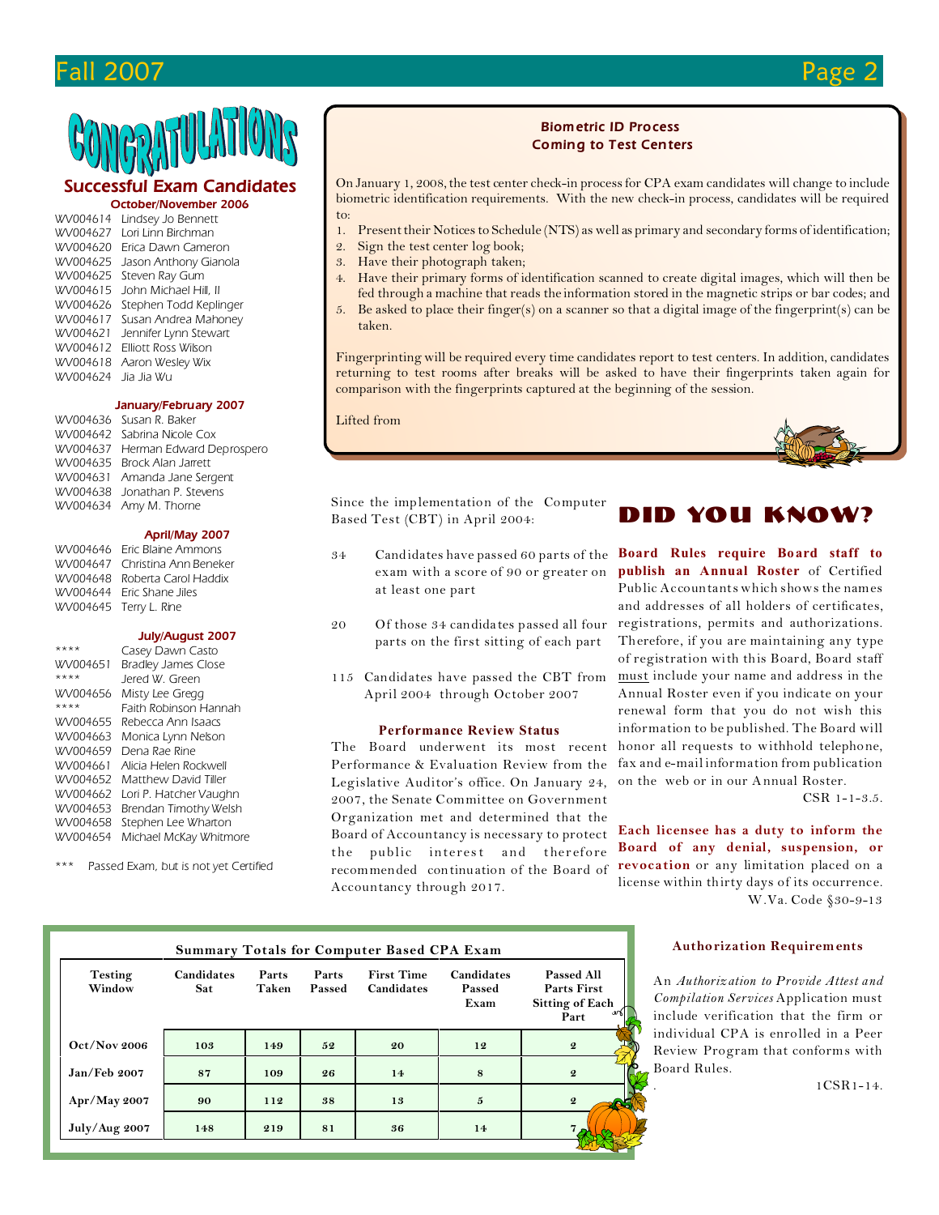# CONGRATULATIONS

## Successful Exam Candidates

### October/November 2006

WV004614 Lindsey Jo Bennett
WV004627 Lori Linn Birchman
WV004620 Erica Dawn Cameron
WV004625 Jason Anthony Gianola
WV004625 Steven Ray Gum
WV004615 John Michael Hill, II
WV004626 Stephen Todd Keplinger
WV004617 Susan Andrea Mahoney
WV004621 Jennifer Lynn Stewart
WV004612 Elliott Ross Wilson
WV004618 Aaron Wesley Wix
WV004624 Jia Jia Wu

### January/February 2007

WV004636 Susan R. Baker
WV004642 Sabrina Nicole Cox
WV004637 Herman Edward Deprospero
WV004635 Brock Alan Jarrett
WV004631 Amanda Jane Sergent
WV004638 Jonathan P. Stevens
WV004634 Amy M. Thorne

### April/May 2007

WV004646 Eric Blaine Ammons
WV004647 Christina Ann Beneker
WV004648 Roberta Carol Haddix
WV004644 Eric Shane Jiles
WV004645 Terry L. Rine

### July/August 2007

**** Casey Dawn Casto
WV004651 Bradley James Close
**** Jered W. Green
WV004656 Misty Lee Gregg
**** Faith Robinson Hannah
WV004655 Rebecca Ann Isaacs
WV004663 Monica Lynn Nelson
WV004659 Dena Rae Rine
WV004661 Alicia Helen Rockwell
WV004652 Matthew David Tiller
WV004662 Lori P. Hatcher Vaughn
WV004653 Brendan Timothy Welsh
WV004658 Stephen Lee Wharton
WV004654 Michael McKay Whitmore

*** Passed Exam, but is not yet Certified

## Biometric ID Process Coming to Test Centers

On January 1, 2008, the test center check-in process for CPA exam candidates will change to include biometric identification requirements. With the new check-in process, candidates will be required to:

1. Present their Notices to Schedule (NTS) as well as primary and secondary forms of identification;
2. Sign the test center log book;
3. Have their photograph taken;
4. Have their primary forms of identification scanned to create digital images, which will then be fed through a machine that reads the information stored in the magnetic strips or bar codes; and
5. Be asked to place their finger(s) on a scanner so that a digital image of the fingerprint(s) can be taken.

Fingerprinting will be required every time candidates report to test centers. In addition, candidates returning to test rooms after breaks will be asked to have their fingerprints taken again for comparison with the fingerprints captured at the beginning of the session.

Lifted from

Since the implementation of the Computer Based Test (CBT) in April 2004:

34 Candidates have passed 60 parts of the exam with a score of 90 or greater on at least one part

20 Of those 34 candidates passed all four parts on the first sitting of each part

115 Candidates have passed the CBT from April 2004 through October 2007

### Performance Review Status

The Board underwent its most recent Performance & Evaluation Review from the Legislative Auditor's office. On January 24, 2007, the Senate Committee on Government Organization met and determined that the Board of Accountancy is necessary to protect the public interest and therefore recommended continuation of the Board of Accountancy through 2017.

## DID YOU KNOW?

**Board Rules require Board staff to publish an Annual Roster** of Certified Public Accountants which shows the names and addresses of all holders of certificates, registrations, permits and authorizations. Therefore, if you are maintaining any type of registration with this Board, Board staff must include your name and address in the Annual Roster even if you indicate on your renewal form that you do not wish this information to be published. The Board will honor all requests to withhold telephone, fax and e-mail information from publication on the web or in our Annual Roster.

CSR 1-1-3.5.

**Each licensee has a duty to inform the Board of any denial, suspension, or revocation** or any limitation placed on a license within thirty days of its occurrence.

W.Va. Code §30-9-13

### Summary Totals for Computer Based CPA Exam

| Testing Window | Candidates Sat | Parts Taken | Parts Passed | First Time Candidates | Candidates Passed Exam | Passed All Parts First Sitting of Each Part |
|---|---|---|---|---|---|---|
| Oct/Nov 2006 | 103 | 149 | 52 | 20 | 12 | 2 |
| Jan/Feb 2007 | 87 | 109 | 26 | 14 | 8 | 2 |
| Apr/May 2007 | 90 | 112 | 38 | 13 | 5 | 2 |
| July/Aug 2007 | 148 | 219 | 81 | 36 | 14 | 7 |

### Authorization Requirements

An *Authorization to Provide Attest and Compilation Services* Application must include verification that the firm or individual CPA is enrolled in a Peer Review Program that conforms with Board Rules.

1CSR1-14.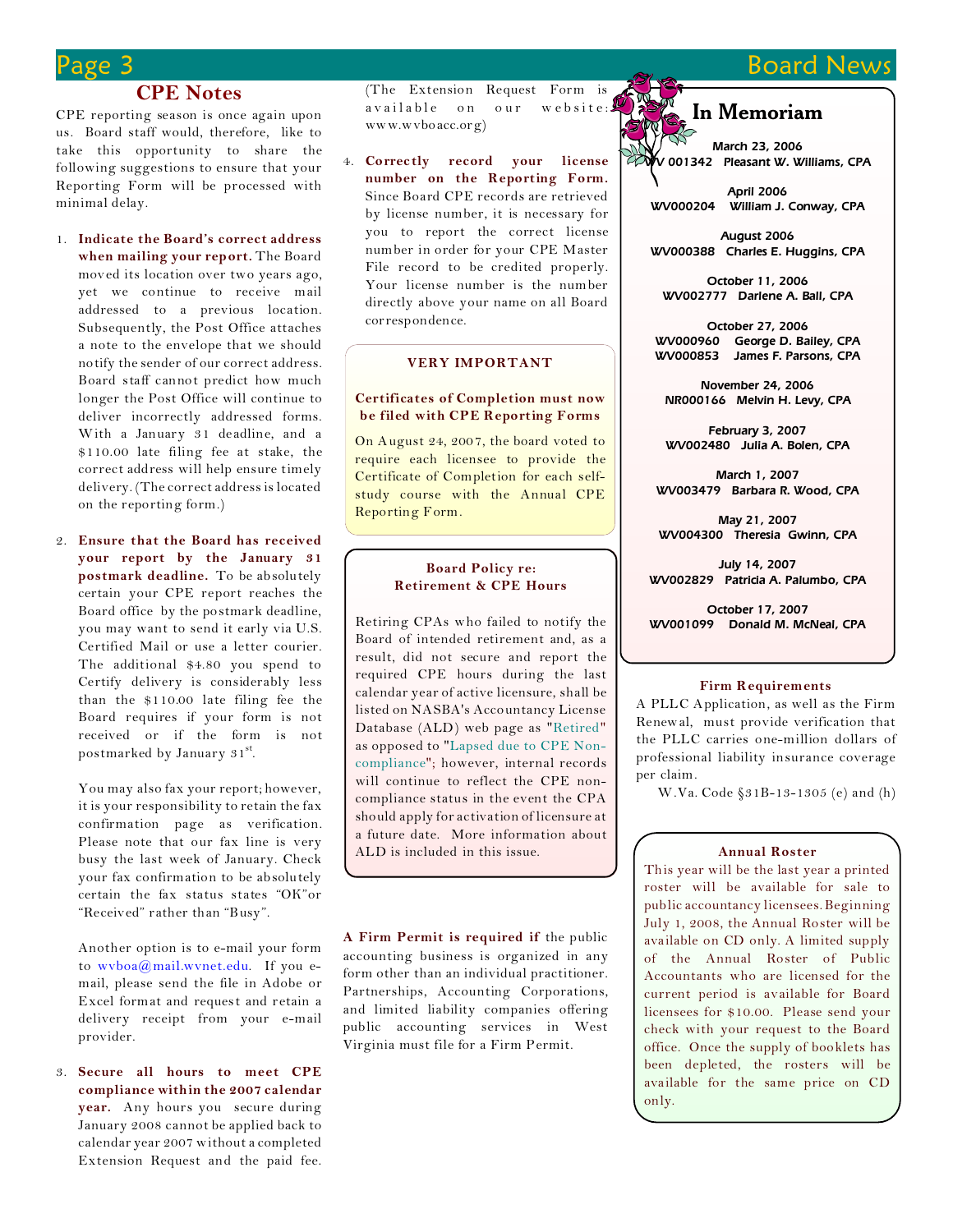## CPE Notes

CPE reporting season is once again upon us. Board staff would, therefore, like to take this opportunity to share the following suggestions to ensure that your Reporting Form will be processed with minimal delay.

1. **Indicate the Board's correct address when mailing your report.** The Board moved its location over two years ago, yet we continue to receive mail addressed to a previous location. Subsequently, the Post Office attaches a note to the envelope that we should notify the sender of our correct address. Board staff cannot predict how much longer the Post Office will continue to deliver incorrectly addressed forms. With a January 31 deadline, and a $110.00 late filing fee at stake, the correct address will help ensure timely delivery. (The correct address is located on the reporting form.)

2. **Ensure that the Board has received your report by the January 31 postmark deadline.** To be absolutely certain your CPE report reaches the Board office by the postmark deadline, you may want to send it early via U.S. Certified Mail or use a letter courier. The additional $4.80 you spend to Certify delivery is considerably less than the $110.00 late filing fee the Board requires if your form is not received or if the form is not postmarked by January 31st.

   You may also fax your report; however, it is your responsibility to retain the fax confirmation page as verification. Please note that our fax line is very busy the last week of January. Check your fax confirmation to be absolutely certain the fax status states "OK" or "Received" rather than "Busy".

   Another option is to e-mail your form to wvboa@mail.wvnet.edu. If you e-mail, please send the file in Adobe or Excel format and request and retain a delivery receipt from your e-mail provider.

3. **Secure all hours to meet CPE compliance within the 2007 calendar year.** Any hours you secure during January 2008 cannot be applied back to calendar year 2007 without a completed Extension Request and the paid fee. (The Extension Request Form is available on our website: www.wvboacc.org)

4. **Correctly record your license number on the Reporting Form.** Since Board CPE records are retrieved by license number, it is necessary for you to report the correct license number in order for your CPE Master File record to be credited properly. Your license number is the number directly above your name on all Board correspondence.

### VERY IMPORTANT

**Certificates of Completion must now be filed with CPE Reporting Forms**

On August 24, 2007, the board voted to require each licensee to provide the Certificate of Completion for each self-study course with the Annual CPE Reporting Form.

### Board Policy re: Retirement & CPE Hours

Retiring CPAs who failed to notify the Board of intended retirement and, as a result, did not secure and report the required CPE hours during the last calendar year of active licensure, shall be listed on NASBA's Accountancy License Database (ALD) web page as "Retired" as opposed to "Lapsed due to CPE Non-compliance"; however, internal records will continue to reflect the CPE non-compliance status in the event the CPA should apply for activation of licensure at a future date. More information about ALD is included in this issue.

**A Firm Permit is required if** the public accounting business is organized in any form other than an individual practitioner. Partnerships, Accounting Corporations, and limited liability companies offering public accounting services in West Virginia must file for a Firm Permit.

## In Memoriam

**March 23, 2006**
**WV 001342 Pleasant W. Williams, CPA**

**April 2006**
**WV000204 William J. Conway, CPA**

**August 2006**
**WV000388 Charles E. Huggins, CPA**

**October 11, 2006**
**WV002777 Darlene A. Ball, CPA**

**October 27, 2006**
**WV000960 George D. Bailey, CPA**
**WV000853 James F. Parsons, CPA**

**November 24, 2006**
**NR000166 Melvin H. Levy, CPA**

**February 3, 2007**
**WV002480 Julia A. Bolen, CPA**

**March 1, 2007**
**WV003479 Barbara R. Wood, CPA**

**May 21, 2007**
**WV004300 Theresia Gwinn, CPA**

**July 14, 2007**
**WV002829 Patricia A. Palumbo, CPA**

**October 17, 2007**
**WV001099 Donald M. McNeal, CPA**

### Firm Requirements

A PLLC Application, as well as the Firm Renewal, must provide verification that the PLLC carries one-million dollars of professional liability insurance coverage per claim.

W.Va. Code §31B-13-1305 (e) and (h)

### Annual Roster

This year will be the last year a printed roster will be available for sale to public accountancy licensees. Beginning July 1, 2008, the Annual Roster will be available on CD only. A limited supply of the Annual Roster of Public Accountants who are licensed for the current period is available for Board licensees for $10.00. Please send your check with your request to the Board office. Once the supply of booklets has been depleted, the rosters will be available for the same price on CD only.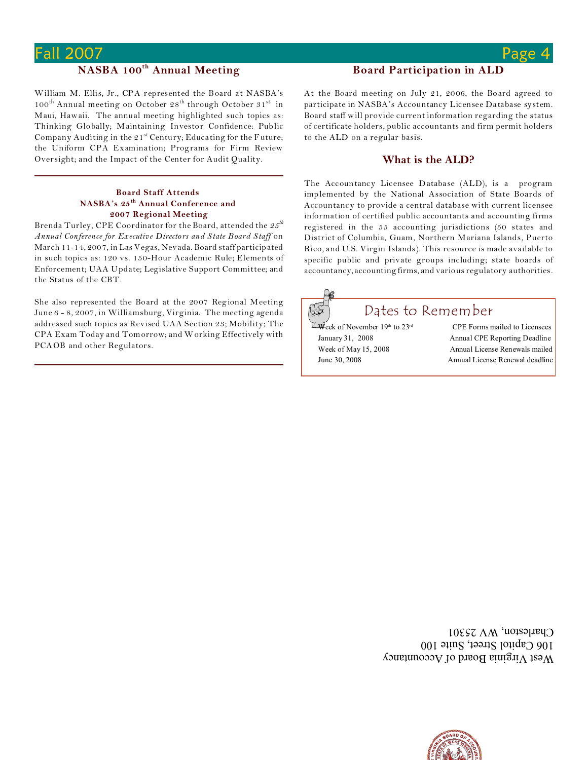## NASBA 100th Annual Meeting

William M. Ellis, Jr., CPA represented the Board at NASBA's 100th Annual meeting on October 28th through October 31st in Maui, Hawaii. The annual meeting highlighted such topics as: Thinking Globally; Maintaining Investor Confidence: Public Company Auditing in the 21st Century; Educating for the Future; the Uniform CPA Examination; Programs for Firm Review Oversight; and the Impact of the Center for Audit Quality.

### Board Staff Attends NASBA's 25th Annual Conference and 2007 Regional Meeting

Brenda Turley, CPE Coordinator for the Board, attended the *25th Annual Conference for Executive Directors and State Board Staff* on March 11-14, 2007, in Las Vegas, Nevada. Board staff participated in such topics as: 120 vs. 150-Hour Academic Rule; Elements of Enforcement; UAA Update; Legislative Support Committee; and the Status of the CBT.

She also represented the Board at the 2007 Regional Meeting June 6 - 8, 2007, in Williamsburg, Virginia. The meeting agenda addressed such topics as Revised UAA Section 23; Mobility; The CPA Exam Today and Tomorrow; and Working Effectively with PCAOB and other Regulators.

## Board Participation in ALD

At the Board meeting on July 21, 2006, the Board agreed to participate in NASBA's Accountancy Licensee Database system. Board staff will provide current information regarding the status of certificate holders, public accountants and firm permit holders to the ALD on a regular basis.

### What is the ALD?

The Accountancy Licensee Database (ALD), is a program implemented by the National Association of State Boards of Accountancy to provide a central database with current licensee information of certified public accountants and accounting firms registered in the 55 accounting jurisdictions (50 states and District of Columbia, Guam, Northern Mariana Islands, Puerto Rico, and U.S. Virgin Islands). This resource is made available to specific public and private groups including; state boards of accountancy, accounting firms, and various regulatory authorities.

### Dates to Remember

| | |
|---|---|
| Week of November 19th to 23rd | CPE Forms mailed to Licensees |
| January 31, 2008 | Annual CPE Reporting Deadline |
| Week of May 15, 2008 | Annual License Renewals mailed |
| June 30, 2008 | Annual License Renewal deadline |

West Virginia Board of Accountancy
106 Capitol Street, Suite 100
Charleston, WV 25301